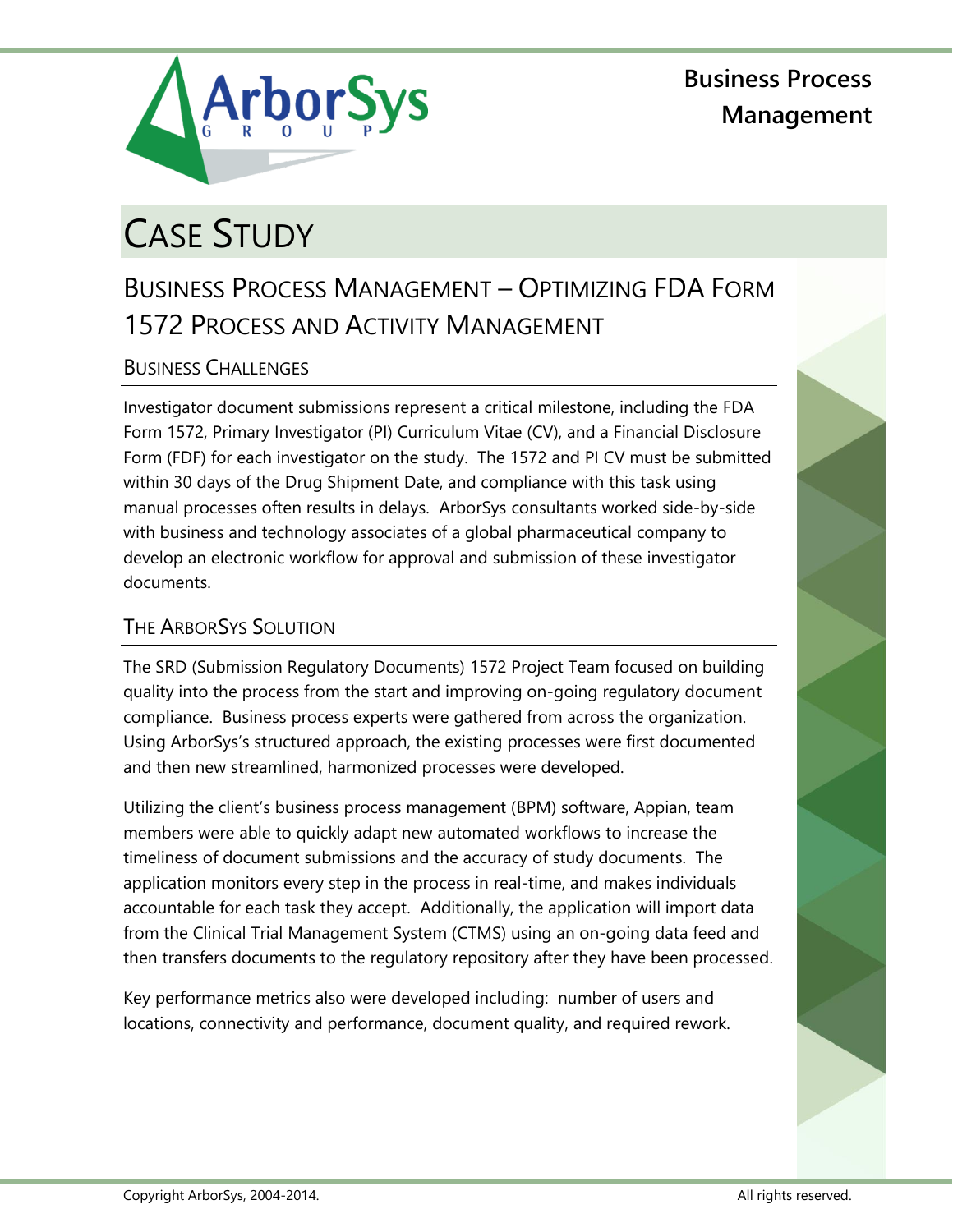ArborSys GROUP

**Business Process Management**

# Case Study

## Business Process Management – Optimizing FDA Form 1572 Process and Activity Management

### Business Challenges

Investigator document submissions represent a critical milestone, including the FDA Form 1572, Primary Investigator (PI) Curriculum Vitae (CV), and a Financial Disclosure Form (FDF) for each investigator on the study. The 1572 and PI CV must be submitted within 30 days of the Drug Shipment Date, and compliance with this task using manual processes often results in delays. ArborSys consultants worked side-by-side with business and technology associates of a global pharmaceutical company to develop an electronic workflow for approval and submission of these investigator documents.

### The ArborSys Solution

The SRD (Submission Regulatory Documents) 1572 Project Team focused on building quality into the process from the start and improving on-going regulatory document compliance. Business process experts were gathered from across the organization. Using ArborSys's structured approach, the existing processes were first documented and then new streamlined, harmonized processes were developed.

Utilizing the client's business process management (BPM) software, Appian, team members were able to quickly adapt new automated workflows to increase the timeliness of document submissions and the accuracy of study documents. The application monitors every step in the process in real-time, and makes individuals accountable for each task they accept. Additionally, the application will import data from the Clinical Trial Management System (CTMS) using an on-going data feed and then transfers documents to the regulatory repository after they have been processed.

Key performance metrics also were developed including: number of users and locations, connectivity and performance, document quality, and required rework.

Copyright ArborSys, 2004-2014. All rights reserved.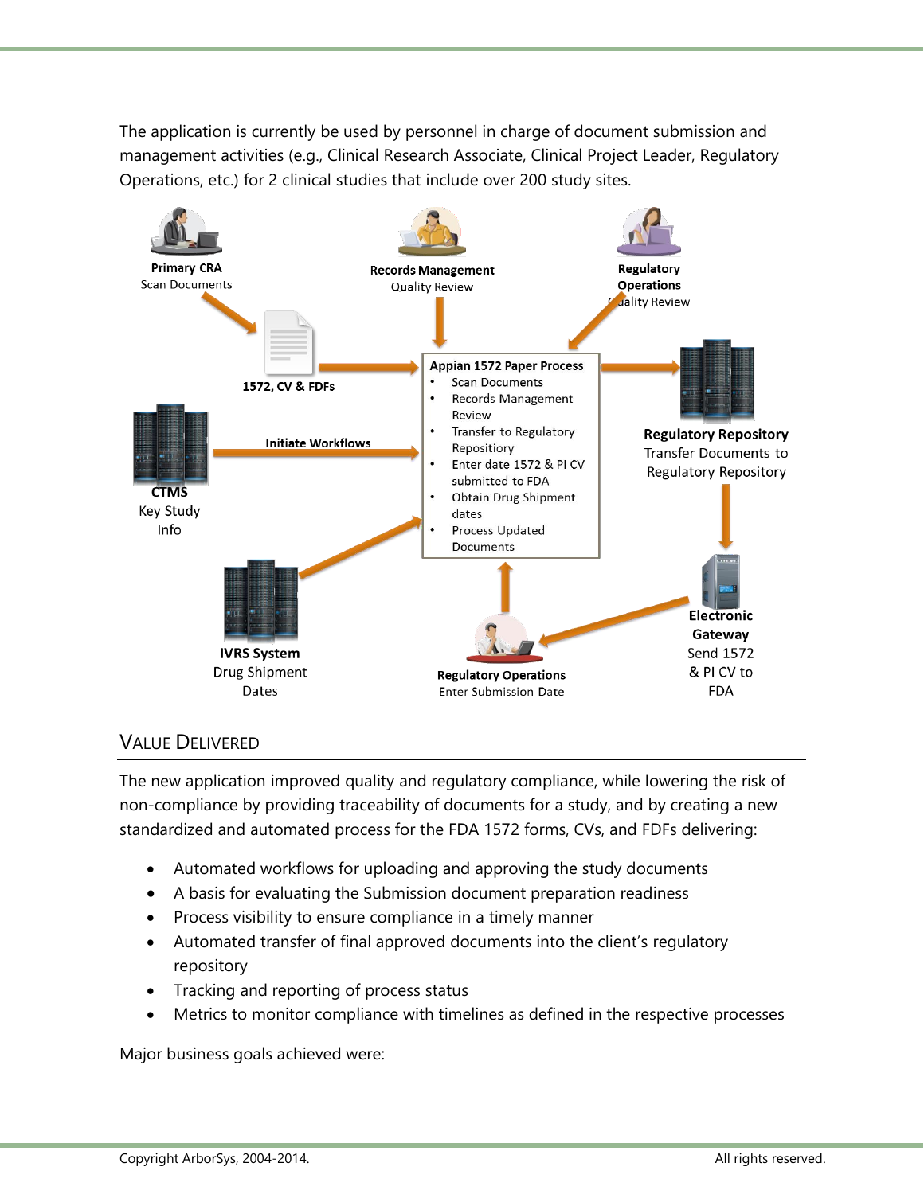The application is currently be used by personnel in charge of document submission and management activities (e.g., Clinical Research Associate, Clinical Project Leader, Regulatory Operations, etc.) for 2 clinical studies that include over 200 study sites.

**Primary CRA**
Scan Documents

**Records Management**
Quality Review

**Regulatory Operations**
Quality Review

**1572, CV & FDFs**

**Appian 1572 Paper Process**

- Scan Documents
- Records Management Review
- Transfer to Regulatory Repository
- Enter date 1572 & PI CV submitted to FDA
- Obtain Drug Shipment dates
- Process Updated Documents

**Regulatory Repository**
Transfer Documents to Regulatory Repository

**Initiate Workflows**

**CTMS**
Key Study Info

**IVRS System**
Drug Shipment Dates

**Regulatory Operations**
Enter Submission Date

**Electronic Gateway**
Send 1572 & PI CV to FDA

## Value Delivered

The new application improved quality and regulatory compliance, while lowering the risk of non-compliance by providing traceability of documents for a study, and by creating a new standardized and automated process for the FDA 1572 forms, CVs, and FDFs delivering:

- Automated workflows for uploading and approving the study documents
- A basis for evaluating the Submission document preparation readiness
- Process visibility to ensure compliance in a timely manner
- Automated transfer of final approved documents into the client's regulatory repository
- Tracking and reporting of process status
- Metrics to monitor compliance with timelines as defined in the respective processes

Major business goals achieved were: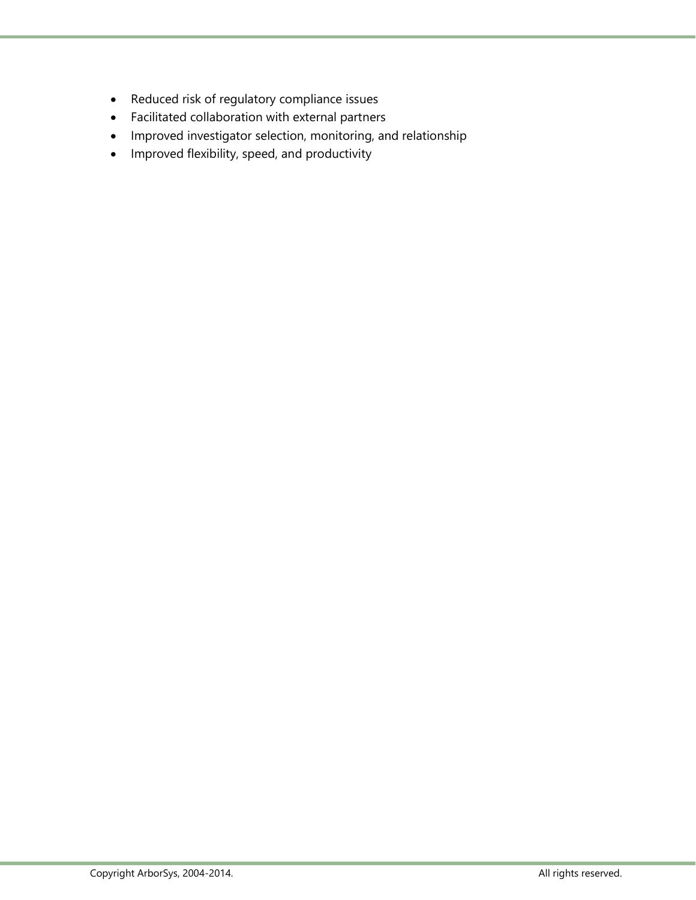- Reduced risk of regulatory compliance issues
- Facilitated collaboration with external partners
- Improved investigator selection, monitoring, and relationship
- Improved flexibility, speed, and productivity